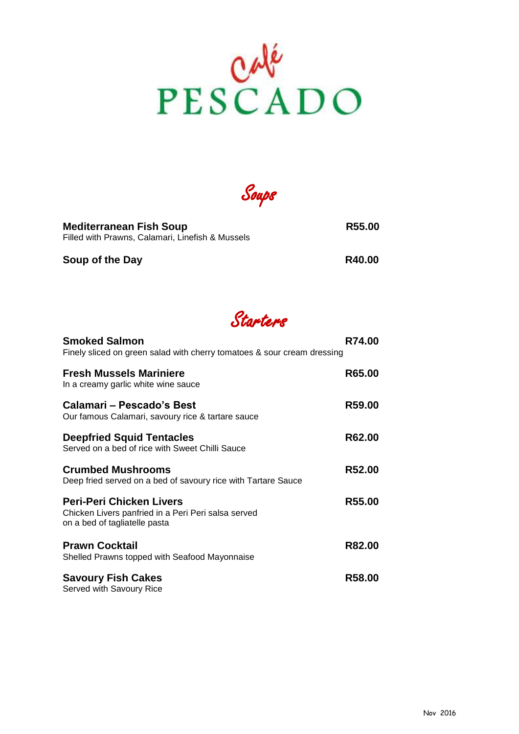# Café PESCADO

## Soups

**Mediterranean Fish Soup** — **R55.00**
Filled with Prawns, Calamari, Linefish & Mussels

**Soup of the Day** — **R40.00**

## Starters

**Smoked Salmon** — **R74.00**
Finely sliced on green salad with cherry tomatoes & sour cream dressing

**Fresh Mussels Mariniere** — **R65.00**
In a creamy garlic white wine sauce

**Calamari – Pescado's Best** — **R59.00**
Our famous Calamari, savoury rice & tartare sauce

**Deepfried Squid Tentacles** — **R62.00**
Served on a bed of rice with Sweet Chilli Sauce

**Crumbed Mushrooms** — **R52.00**
Deep fried served on a bed of savoury rice with Tartare Sauce

**Peri-Peri Chicken Livers** — **R55.00**
Chicken Livers panfried in a Peri Peri salsa served on a bed of tagliatelle pasta

**Prawn Cocktail** — **R82.00**
Shelled Prawns topped with Seafood Mayonnaise

**Savoury Fish Cakes** — **R58.00**
Served with Savoury Rice

Nov 2016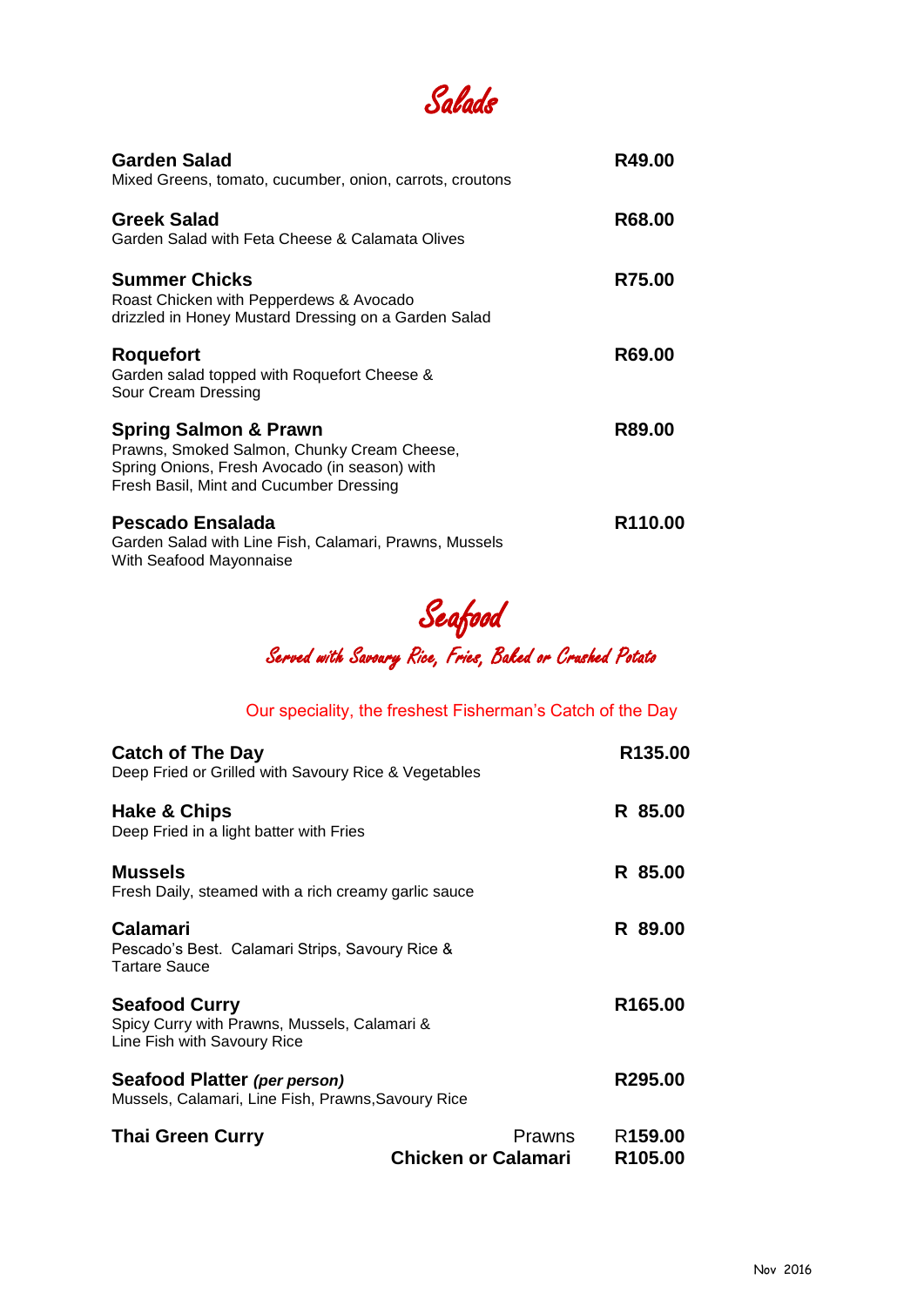# Salads

**Garden Salad** **R49.00**
Mixed Greens, tomato, cucumber, onion, carrots, croutons

**Greek Salad** **R68.00**
Garden Salad with Feta Cheese & Calamata Olives

**Summer Chicks** **R75.00**
Roast Chicken with Pepperdews & Avocado
drizzled in Honey Mustard Dressing on a Garden Salad

**Roquefort** **R69.00**
Garden salad topped with Roquefort Cheese &
Sour Cream Dressing

**Spring Salmon & Prawn** **R89.00**
Prawns, Smoked Salmon, Chunky Cream Cheese,
Spring Onions, Fresh Avocado (in season) with
Fresh Basil, Mint and Cucumber Dressing

**Pescado Ensalada** **R110.00**
Garden Salad with Line Fish, Calamari, Prawns, Mussels
With Seafood Mayonnaise

# Seafood

## Served with Savoury Rice, Fries, Baked or Crushed Potato

Our speciality, the freshest Fisherman's Catch of the Day

**Catch of The Day** **R135.00**
Deep Fried or Grilled with Savoury Rice & Vegetables

**Hake & Chips** **R 85.00**
Deep Fried in a light batter with Fries

**Mussels** **R 85.00**
Fresh Daily, steamed with a rich creamy garlic sauce

**Calamari** **R 89.00**
Pescado's Best. Calamari Strips, Savoury Rice &
Tartare Sauce

**Seafood Curry** **R165.00**
Spicy Curry with Prawns, Mussels, Calamari &
Line Fish with Savoury Rice

**Seafood Platter** ***(per person)*** **R295.00**
Mussels, Calamari, Line Fish, Prawns,Savoury Rice

**Thai Green Curry**
Prawns R**159.00**
**Chicken or Calamari** **R105.00**

Nov 2016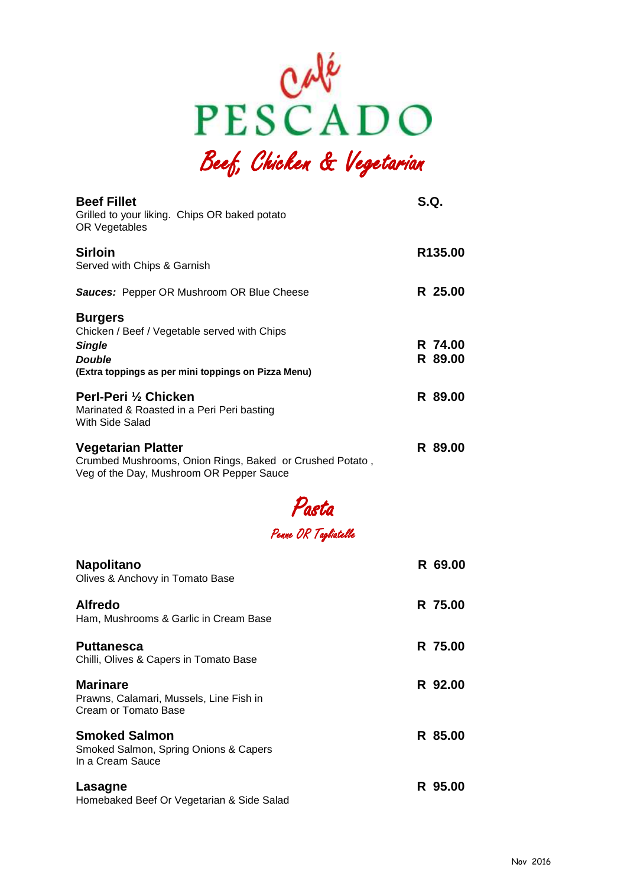# Café PESCADO

## Beef, Chicken & Vegetarian

**Beef Fillet** — **S.Q.**
Grilled to your liking. Chips OR baked potato OR Vegetables

**Sirloin** — **R135.00**
Served with Chips & Garnish

***Sauces:*** Pepper OR Mushroom OR Blue Cheese — **R 25.00**

**Burgers**
Chicken / Beef / Vegetable served with Chips
***Single*** — **R 74.00**
***Double*** — **R 89.00**
**(Extra toppings as per mini toppings on Pizza Menu)**

**Perl-Peri ½ Chicken** — **R 89.00**
Marinated & Roasted in a Peri Peri basting
With Side Salad

**Vegetarian Platter** — **R 89.00**
Crumbed Mushrooms, Onion Rings, Baked or Crushed Potato , Veg of the Day, Mushroom OR Pepper Sauce

## Pasta

*Penne OR Tagliatelle*

**Napolitano** — **R 69.00**
Olives & Anchovy in Tomato Base

**Alfredo** — **R 75.00**
Ham, Mushrooms & Garlic in Cream Base

**Puttanesca** — **R 75.00**
Chilli, Olives & Capers in Tomato Base

**Marinare** — **R 92.00**
Prawns, Calamari, Mussels, Line Fish in Cream or Tomato Base

**Smoked Salmon** — **R 85.00**
Smoked Salmon, Spring Onions & Capers
In a Cream Sauce

**Lasagne** — **R 95.00**
Homebaked Beef Or Vegetarian & Side Salad

Nov 2016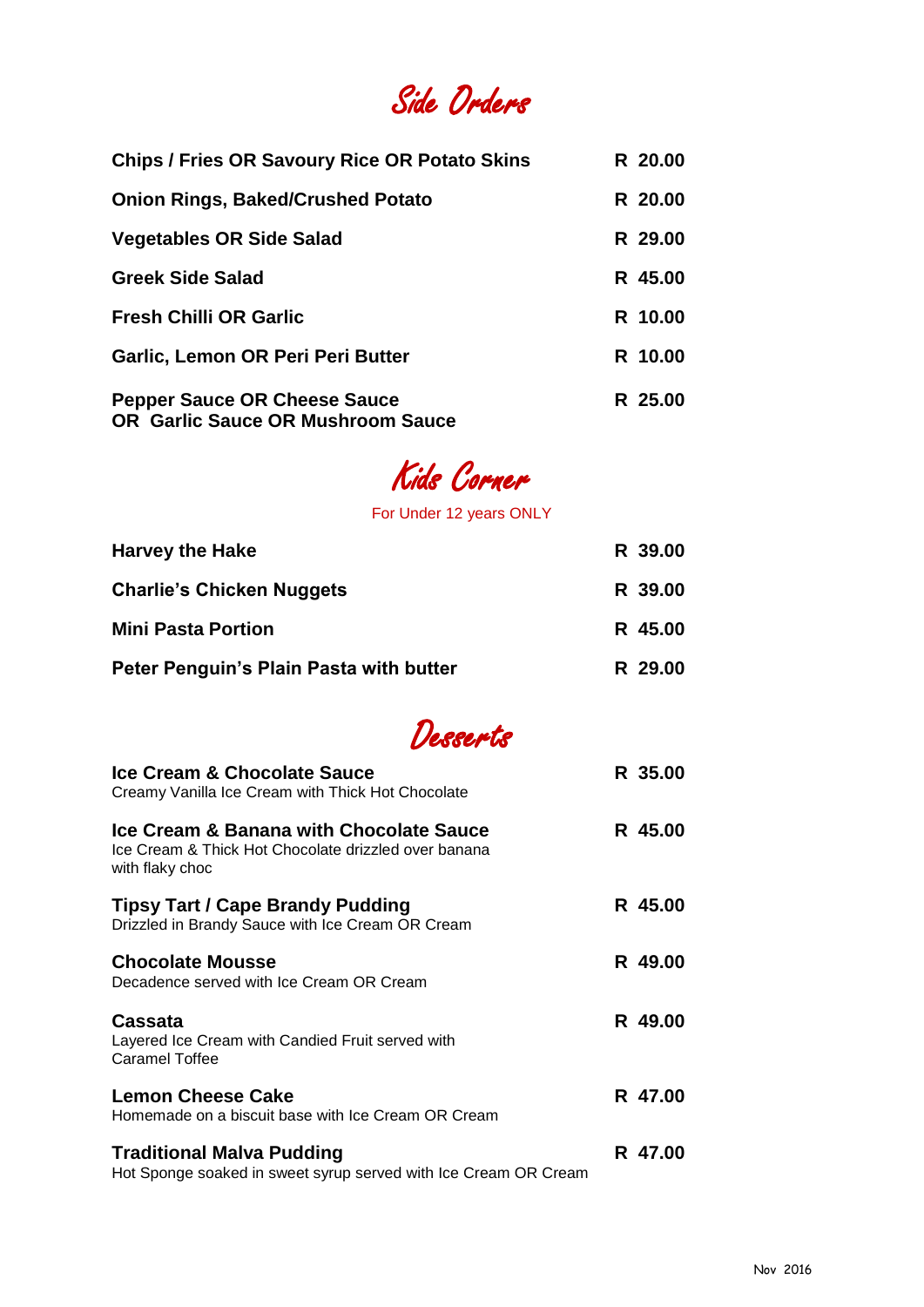# Side Orders

| | |
|---|---|
| **Chips / Fries OR Savoury Rice OR Potato Skins** | **R 20.00** |
| **Onion Rings, Baked/Crushed Potato** | **R 20.00** |
| **Vegetables OR Side Salad** | **R 29.00** |
| **Greek Side Salad** | **R 45.00** |
| **Fresh Chilli OR Garlic** | **R 10.00** |
| **Garlic, Lemon OR Peri Peri Butter** | **R 10.00** |
| **Pepper Sauce OR Cheese Sauce OR Garlic Sauce OR Mushroom Sauce** | **R 25.00** |

# Kids Corner

For Under 12 years ONLY

| | |
|---|---|
| **Harvey the Hake** | **R 39.00** |
| **Charlie's Chicken Nuggets** | **R 39.00** |
| **Mini Pasta Portion** | **R 45.00** |
| **Peter Penguin's Plain Pasta with butter** | **R 29.00** |

# Desserts

| | |
|---|---|
| **Ice Cream & Chocolate Sauce**<br>Creamy Vanilla Ice Cream with Thick Hot Chocolate | **R 35.00** |
| **Ice Cream & Banana with Chocolate Sauce**<br>Ice Cream & Thick Hot Chocolate drizzled over banana with flaky choc | **R 45.00** |
| **Tipsy Tart / Cape Brandy Pudding**<br>Drizzled in Brandy Sauce with Ice Cream OR Cream | **R 45.00** |
| **Chocolate Mousse**<br>Decadence served with Ice Cream OR Cream | **R 49.00** |
| **Cassata**<br>Layered Ice Cream with Candied Fruit served with Caramel Toffee | **R 49.00** |
| **Lemon Cheese Cake**<br>Homemade on a biscuit base with Ice Cream OR Cream | **R 47.00** |
| **Traditional Malva Pudding**<br>Hot Sponge soaked in sweet syrup served with Ice Cream OR Cream | **R 47.00** |

Nov 2016